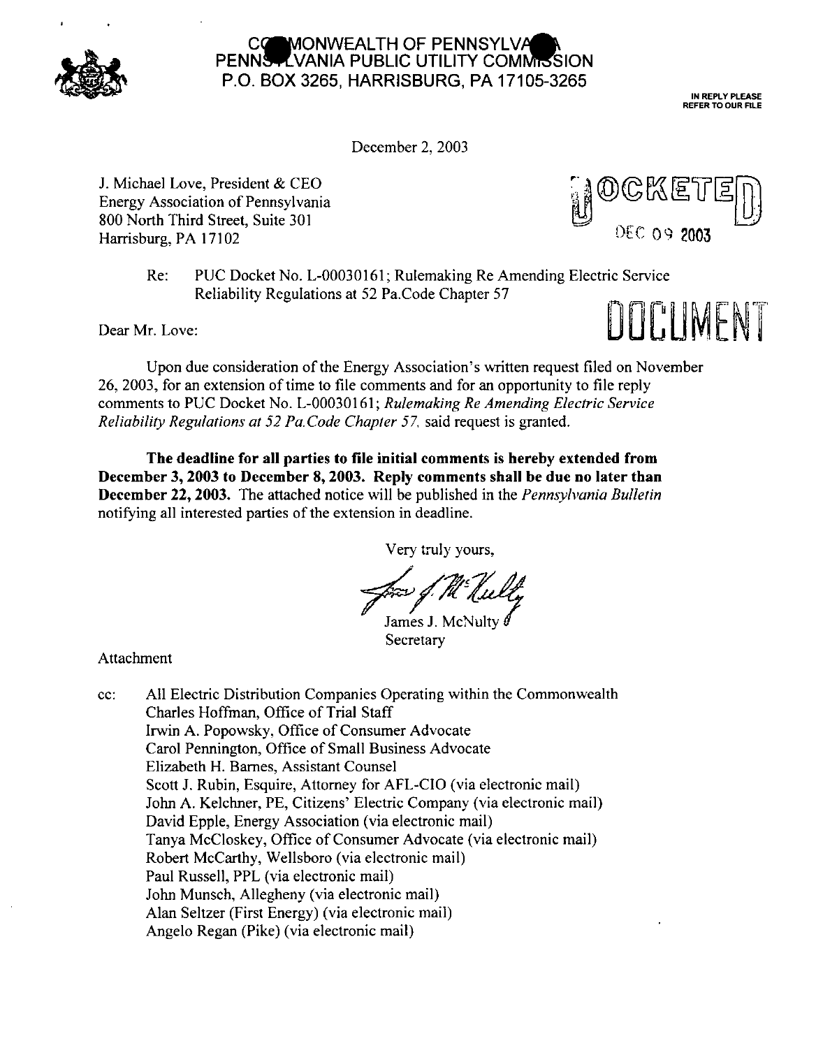COMMONWEALTH OF PENNSYLVANIA
PENNSYLVANIA PUBLIC UTILITY COMMISSION
P.O. BOX 3265, HARRISBURG, PA 17105-3265

IN REPLY PLEASE REFER TO OUR FILE

December 2, 2003

J. Michael Love, President & CEO
Energy Association of Pennsylvania
800 North Third Street, Suite 301
Harrisburg, PA 17102

DOCKETED
DEC 09 2003

Re: PUC Docket No. L-00030161; Rulemaking Re Amending Electric Service Reliability Regulations at 52 Pa.Code Chapter 57

DOCUMENT

Dear Mr. Love:

Upon due consideration of the Energy Association's written request filed on November 26, 2003, for an extension of time to file comments and for an opportunity to file reply comments to PUC Docket No. L-00030161; *Rulemaking Re Amending Electric Service Reliability Regulations at 52 Pa.Code Chapter 57*, said request is granted.

**The deadline for all parties to file initial comments is hereby extended from December 3, 2003 to December 8, 2003. Reply comments shall be due no later than December 22, 2003.** The attached notice will be published in the *Pennsylvania Bulletin* notifying all interested parties of the extension in deadline.

Very truly yours,

James J. McNulty
Secretary

Attachment

cc: All Electric Distribution Companies Operating within the Commonwealth
Charles Hoffman, Office of Trial Staff
Irwin A. Popowsky, Office of Consumer Advocate
Carol Pennington, Office of Small Business Advocate
Elizabeth H. Barnes, Assistant Counsel
Scott J. Rubin, Esquire, Attorney for AFL-CIO (via electronic mail)
John A. Kelchner, PE, Citizens' Electric Company (via electronic mail)
David Epple, Energy Association (via electronic mail)
Tanya McCloskey, Office of Consumer Advocate (via electronic mail)
Robert McCarthy, Wellsboro (via electronic mail)
Paul Russell, PPL (via electronic mail)
John Munsch, Allegheny (via electronic mail)
Alan Seltzer (First Energy) (via electronic mail)
Angelo Regan (Pike) (via electronic mail)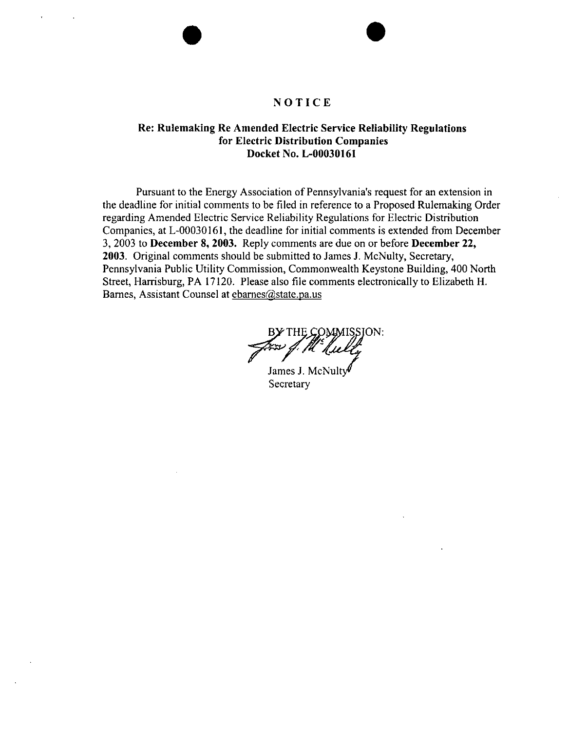# NOTICE

## Re: Rulemaking Re Amended Electric Service Reliability Regulations for Electric Distribution Companies Docket No. L-00030161

Pursuant to the Energy Association of Pennsylvania's request for an extension in the deadline for initial comments to be filed in reference to a Proposed Rulemaking Order regarding Amended Electric Service Reliability Regulations for Electric Distribution Companies, at L-00030161, the deadline for initial comments is extended from December 3, 2003 to **December 8, 2003.** Reply comments are due on or before **December 22, 2003**. Original comments should be submitted to James J. McNulty, Secretary, Pennsylvania Public Utility Commission, Commonwealth Keystone Building, 400 North Street, Harrisburg, PA 17120. Please also file comments electronically to Elizabeth H. Barnes, Assistant Counsel at ebarnes@state.pa.us

BY THE COMMISSION:

James J. McNulty
Secretary